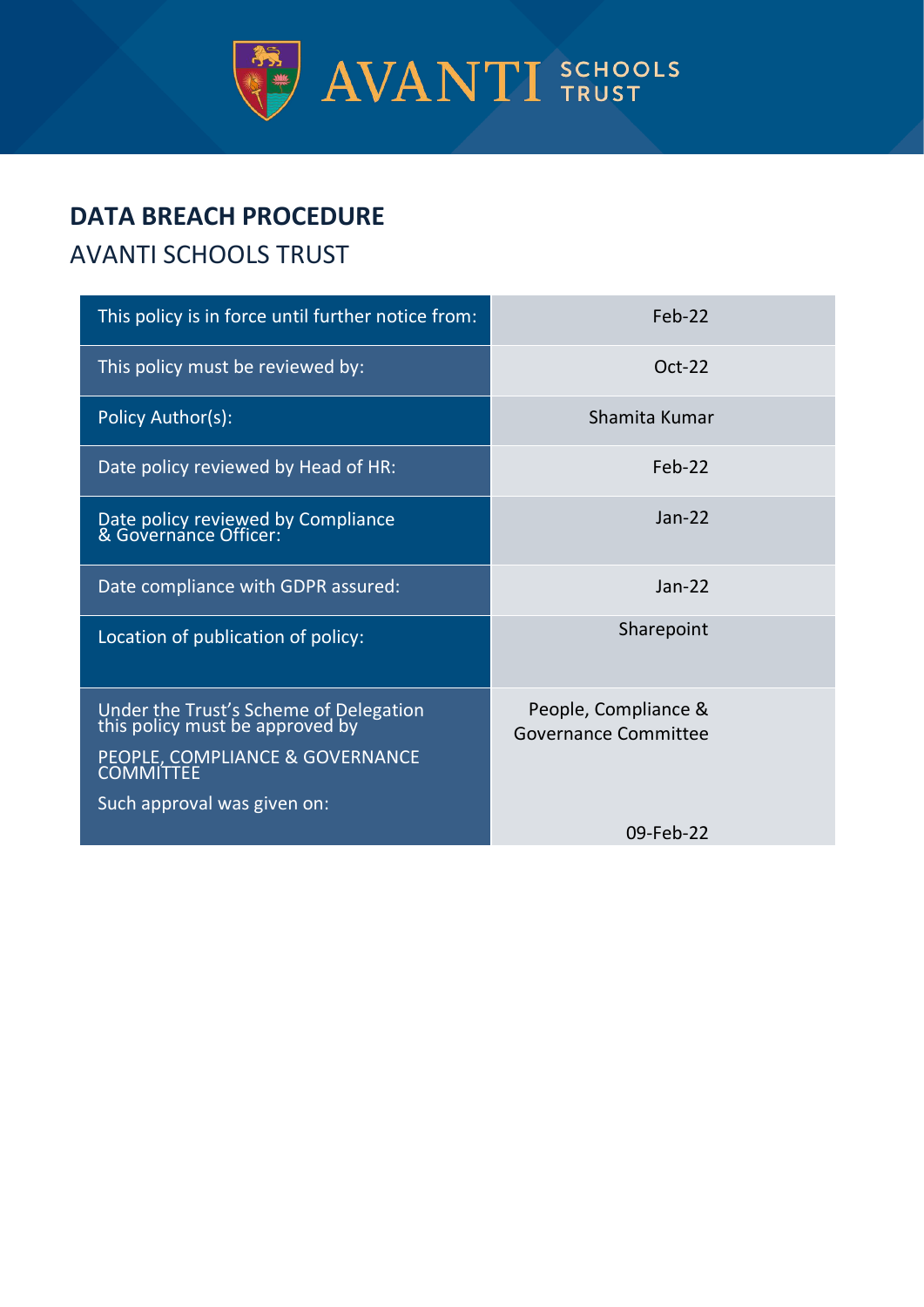AVANTI SCHOOLS TRUST

# DATA BREACH PROCEDURE

## AVANTI SCHOOLS TRUST

| This policy is in force until further notice from: | Feb-22 |
|---|---|
| This policy must be reviewed by: | Oct-22 |
| Policy Author(s): | Shamita Kumar |
| Date policy reviewed by Head of HR: | Feb-22 |
| Date policy reviewed by Compliance & Governance Officer: | Jan-22 |
| Date compliance with GDPR assured: | Jan-22 |
| Location of publication of policy: | Sharepoint |
| Under the Trust's Scheme of Delegation this policy must be approved by PEOPLE, COMPLIANCE & GOVERNANCE COMMITTEE Such approval was given on: | People, Compliance & Governance Committee 09-Feb-22 |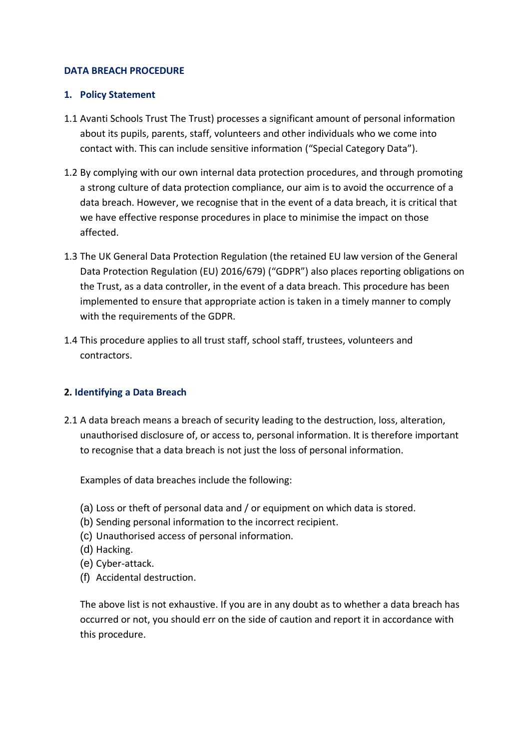**DATA BREACH PROCEDURE**

## 1. Policy Statement

1.1 Avanti Schools Trust The Trust) processes a significant amount of personal information about its pupils, parents, staff, volunteers and other individuals who we come into contact with. This can include sensitive information ("Special Category Data").

1.2 By complying with our own internal data protection procedures, and through promoting a strong culture of data protection compliance, our aim is to avoid the occurrence of a data breach. However, we recognise that in the event of a data breach, it is critical that we have effective response procedures in place to minimise the impact on those affected.

1.3 The UK General Data Protection Regulation (the retained EU law version of the General Data Protection Regulation (EU) 2016/679) ("GDPR") also places reporting obligations on the Trust, as a data controller, in the event of a data breach. This procedure has been implemented to ensure that appropriate action is taken in a timely manner to comply with the requirements of the GDPR.

1.4 This procedure applies to all trust staff, school staff, trustees, volunteers and contractors.

## 2. Identifying a Data Breach

2.1 A data breach means a breach of security leading to the destruction, loss, alteration, unauthorised disclosure of, or access to, personal information. It is therefore important to recognise that a data breach is not just the loss of personal information.

Examples of data breaches include the following:

(a) Loss or theft of personal data and / or equipment on which data is stored.
(b) Sending personal information to the incorrect recipient.
(c) Unauthorised access of personal information.
(d) Hacking.
(e) Cyber-attack.
(f) Accidental destruction.

The above list is not exhaustive. If you are in any doubt as to whether a data breach has occurred or not, you should err on the side of caution and report it in accordance with this procedure.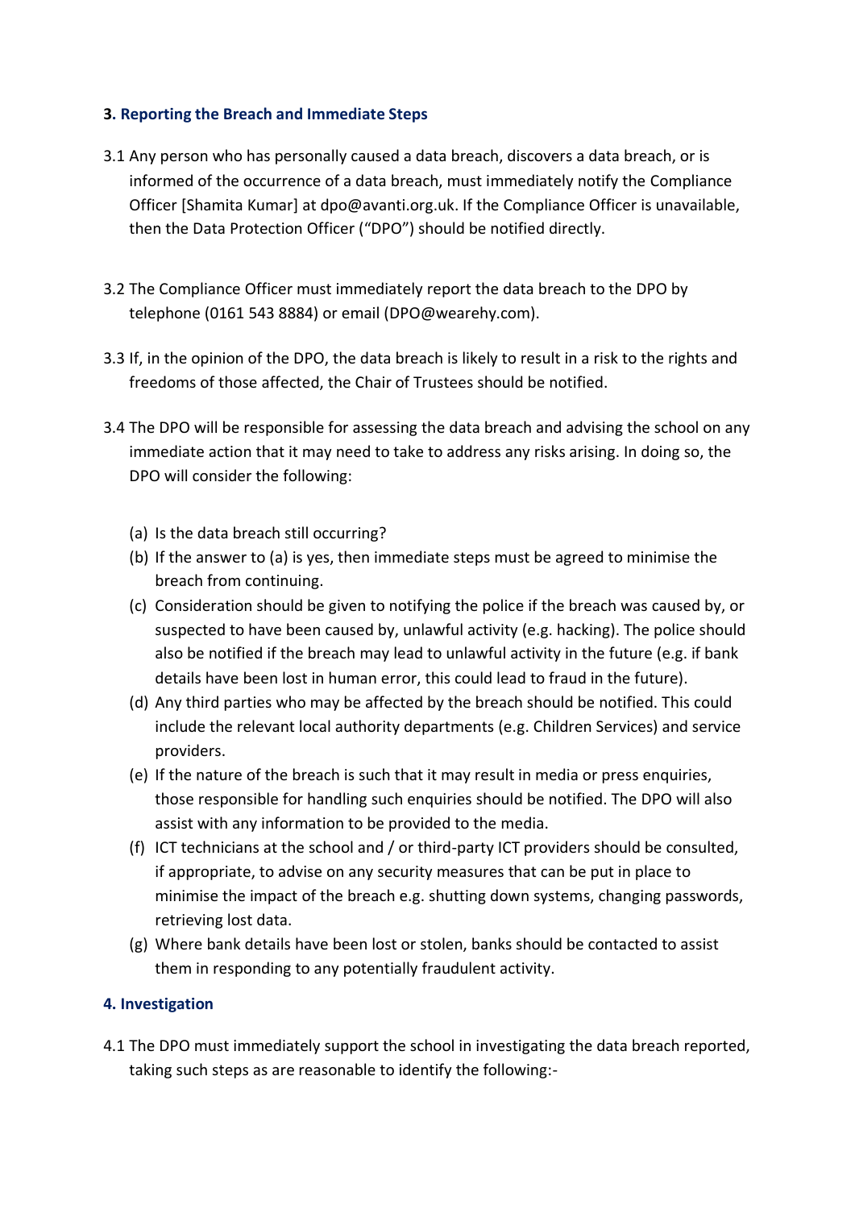## 3. Reporting the Breach and Immediate Steps

3.1 Any person who has personally caused a data breach, discovers a data breach, or is informed of the occurrence of a data breach, must immediately notify the Compliance Officer [Shamita Kumar] at dpo@avanti.org.uk. If the Compliance Officer is unavailable, then the Data Protection Officer ("DPO") should be notified directly.

3.2 The Compliance Officer must immediately report the data breach to the DPO by telephone (0161 543 8884) or email (DPO@wearehy.com).

3.3 If, in the opinion of the DPO, the data breach is likely to result in a risk to the rights and freedoms of those affected, the Chair of Trustees should be notified.

3.4 The DPO will be responsible for assessing the data breach and advising the school on any immediate action that it may need to take to address any risks arising. In doing so, the DPO will consider the following:

(a) Is the data breach still occurring?

(b) If the answer to (a) is yes, then immediate steps must be agreed to minimise the breach from continuing.

(c) Consideration should be given to notifying the police if the breach was caused by, or suspected to have been caused by, unlawful activity (e.g. hacking). The police should also be notified if the breach may lead to unlawful activity in the future (e.g. if bank details have been lost in human error, this could lead to fraud in the future).

(d) Any third parties who may be affected by the breach should be notified. This could include the relevant local authority departments (e.g. Children Services) and service providers.

(e) If the nature of the breach is such that it may result in media or press enquiries, those responsible for handling such enquiries should be notified. The DPO will also assist with any information to be provided to the media.

(f) ICT technicians at the school and / or third-party ICT providers should be consulted, if appropriate, to advise on any security measures that can be put in place to minimise the impact of the breach e.g. shutting down systems, changing passwords, retrieving lost data.

(g) Where bank details have been lost or stolen, banks should be contacted to assist them in responding to any potentially fraudulent activity.

## 4. Investigation

4.1 The DPO must immediately support the school in investigating the data breach reported, taking such steps as are reasonable to identify the following:-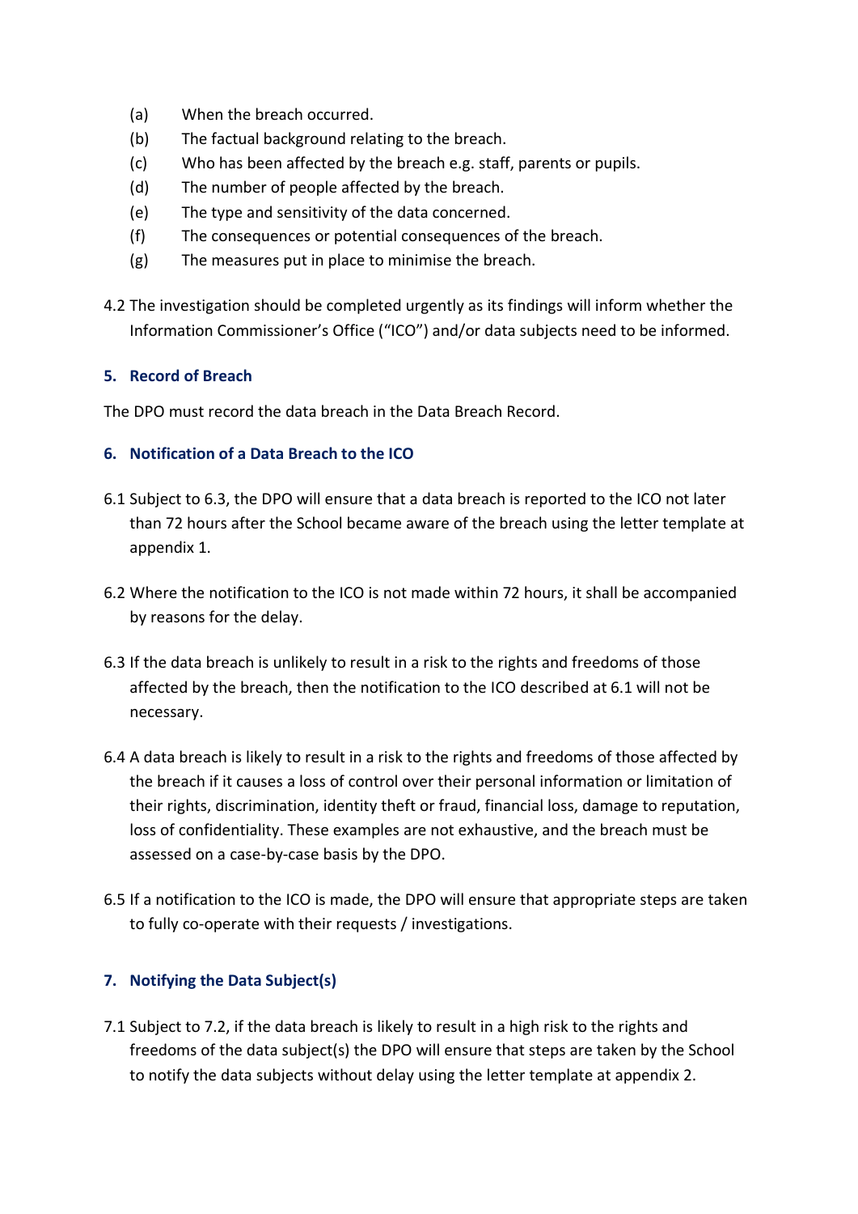(a) When the breach occurred.
(b) The factual background relating to the breach.
(c) Who has been affected by the breach e.g. staff, parents or pupils.
(d) The number of people affected by the breach.
(e) The type and sensitivity of the data concerned.
(f) The consequences or potential consequences of the breach.
(g) The measures put in place to minimise the breach.

4.2 The investigation should be completed urgently as its findings will inform whether the Information Commissioner's Office ("ICO") and/or data subjects need to be informed.

## 5. Record of Breach

The DPO must record the data breach in the Data Breach Record.

## 6. Notification of a Data Breach to the ICO

6.1 Subject to 6.3, the DPO will ensure that a data breach is reported to the ICO not later than 72 hours after the School became aware of the breach using the letter template at appendix 1.

6.2 Where the notification to the ICO is not made within 72 hours, it shall be accompanied by reasons for the delay.

6.3 If the data breach is unlikely to result in a risk to the rights and freedoms of those affected by the breach, then the notification to the ICO described at 6.1 will not be necessary.

6.4 A data breach is likely to result in a risk to the rights and freedoms of those affected by the breach if it causes a loss of control over their personal information or limitation of their rights, discrimination, identity theft or fraud, financial loss, damage to reputation, loss of confidentiality. These examples are not exhaustive, and the breach must be assessed on a case-by-case basis by the DPO.

6.5 If a notification to the ICO is made, the DPO will ensure that appropriate steps are taken to fully co-operate with their requests / investigations.

## 7. Notifying the Data Subject(s)

7.1 Subject to 7.2, if the data breach is likely to result in a high risk to the rights and freedoms of the data subject(s) the DPO will ensure that steps are taken by the School to notify the data subjects without delay using the letter template at appendix 2.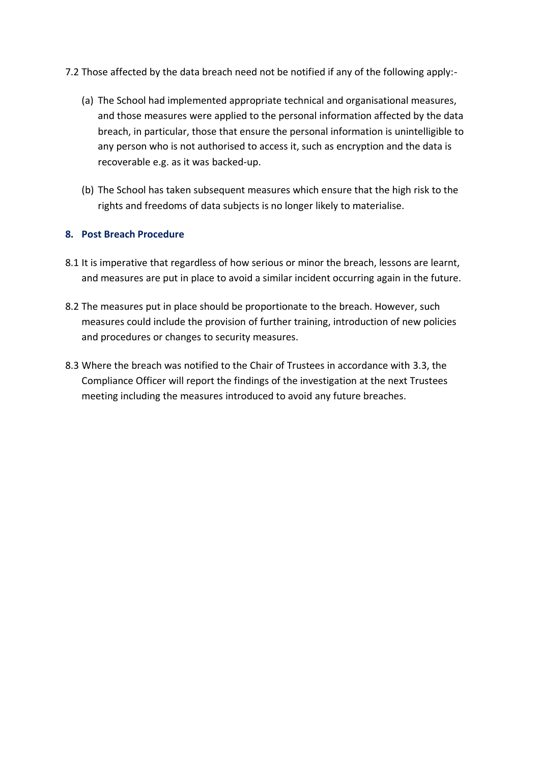7.2 Those affected by the data breach need not be notified if any of the following apply:-

(a) The School had implemented appropriate technical and organisational measures, and those measures were applied to the personal information affected by the data breach, in particular, those that ensure the personal information is unintelligible to any person who is not authorised to access it, such as encryption and the data is recoverable e.g. as it was backed-up.

(b) The School has taken subsequent measures which ensure that the high risk to the rights and freedoms of data subjects is no longer likely to materialise.

## 8. Post Breach Procedure

8.1 It is imperative that regardless of how serious or minor the breach, lessons are learnt, and measures are put in place to avoid a similar incident occurring again in the future.

8.2 The measures put in place should be proportionate to the breach. However, such measures could include the provision of further training, introduction of new policies and procedures or changes to security measures.

8.3 Where the breach was notified to the Chair of Trustees in accordance with 3.3, the Compliance Officer will report the findings of the investigation at the next Trustees meeting including the measures introduced to avoid any future breaches.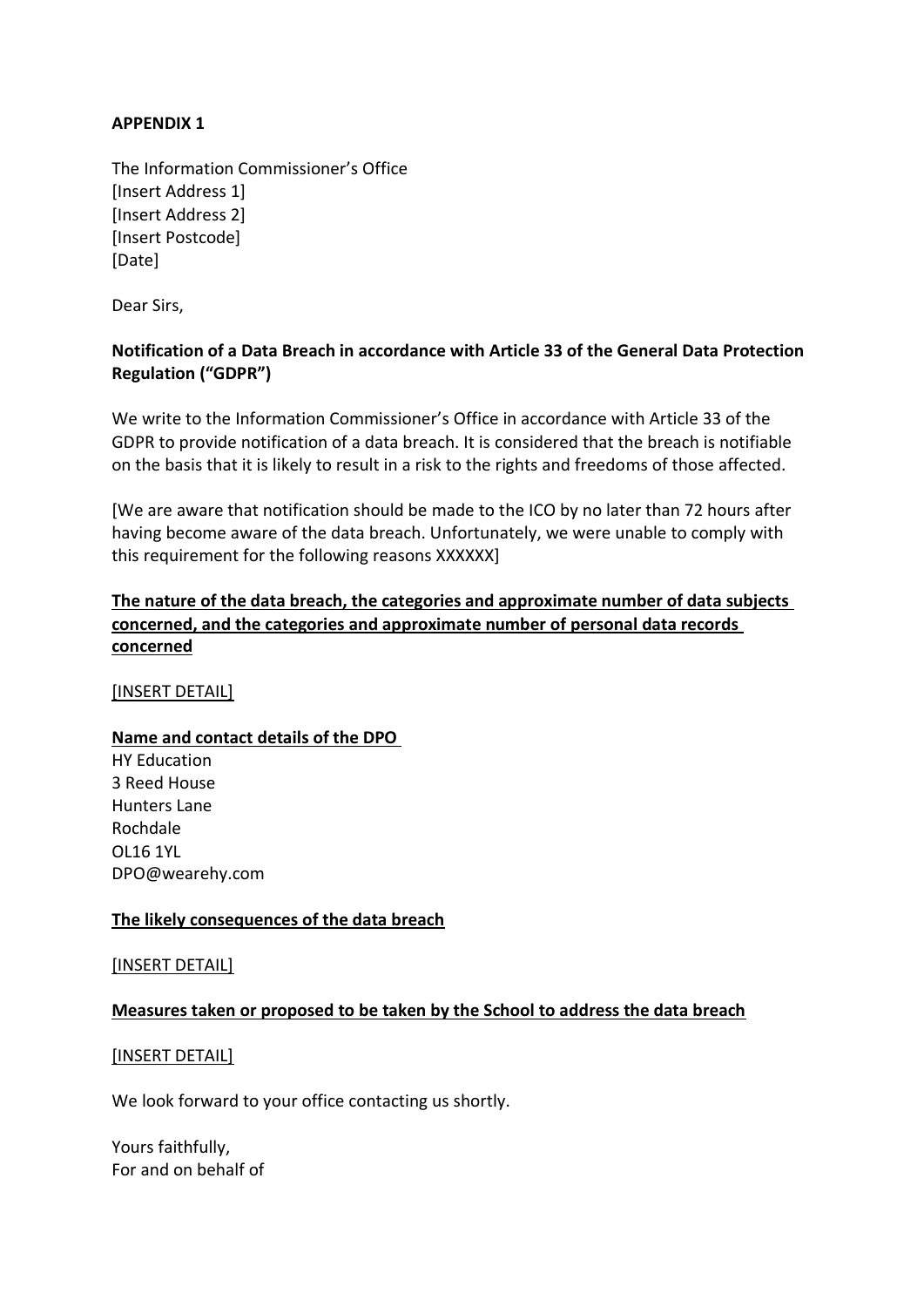**APPENDIX 1**

The Information Commissioner's Office
[Insert Address 1]
[Insert Address 2]
[Insert Postcode]
[Date]

Dear Sirs,

**Notification of a Data Breach in accordance with Article 33 of the General Data Protection Regulation ("GDPR")**

We write to the Information Commissioner's Office in accordance with Article 33 of the GDPR to provide notification of a data breach. It is considered that the breach is notifiable on the basis that it is likely to result in a risk to the rights and freedoms of those affected.

[We are aware that notification should be made to the ICO by no later than 72 hours after having become aware of the data breach. Unfortunately, we were unable to comply with this requirement for the following reasons XXXXXX]

**<u>The nature of the data breach, the categories and approximate number of data subjects concerned, and the categories and approximate number of personal data records concerned</u>**

<u>[INSERT DETAIL]</u>

**<u>Name and contact details of the DPO</u>**

HY Education
3 Reed House
Hunters Lane
Rochdale
OL16 1YL
DPO@wearehy.com

**<u>The likely consequences of the data breach</u>**

<u>[INSERT DETAIL]</u>

**<u>Measures taken or proposed to be taken by the School to address the data breach</u>**

<u>[INSERT DETAIL]</u>

We look forward to your office contacting us shortly.

Yours faithfully,
For and on behalf of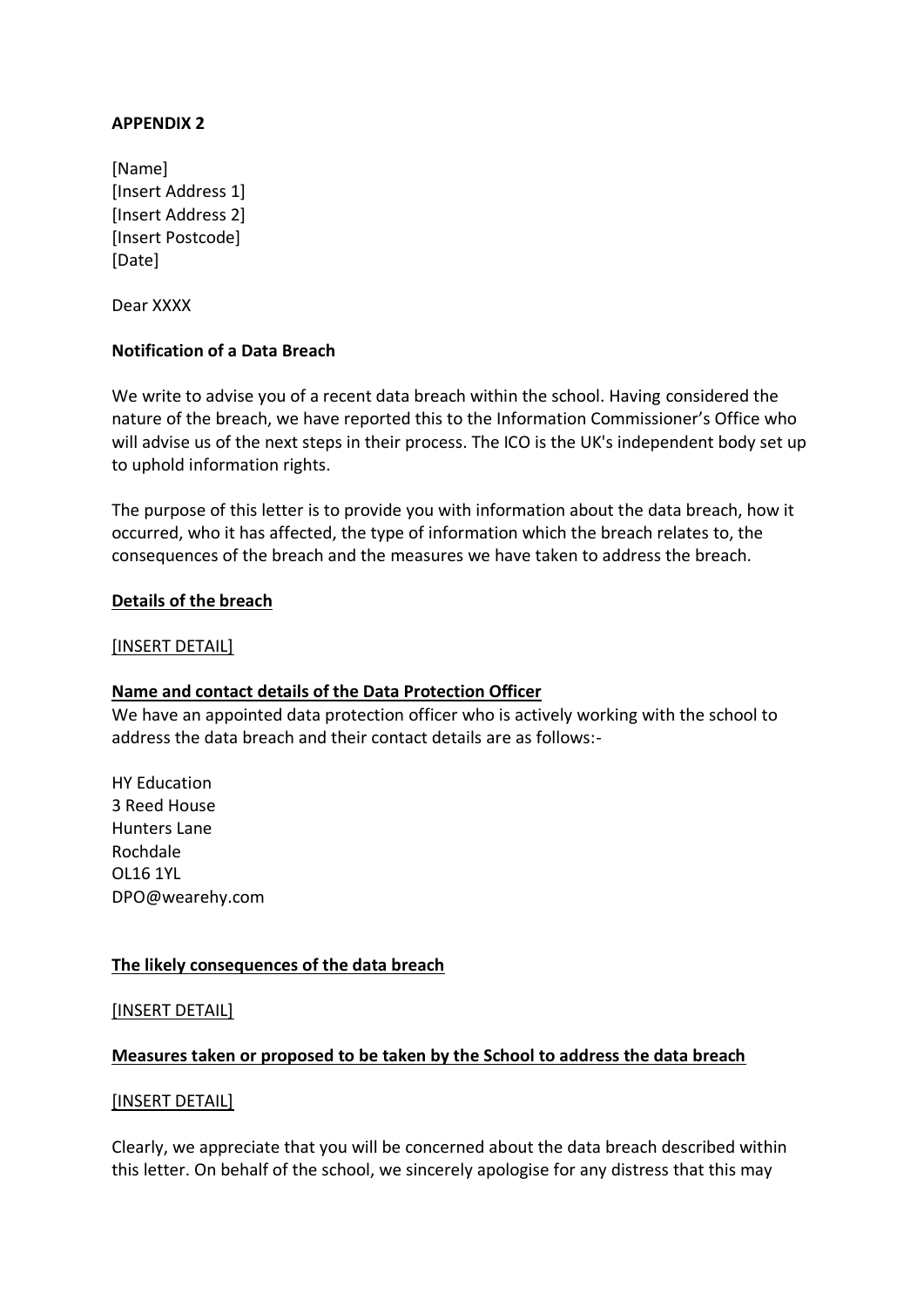**APPENDIX 2**

[Name]
[Insert Address 1]
[Insert Address 2]
[Insert Postcode]
[Date]

Dear XXXX

**Notification of a Data Breach**

We write to advise you of a recent data breach within the school. Having considered the nature of the breach, we have reported this to the Information Commissioner's Office who will advise us of the next steps in their process. The ICO is the UK's independent body set up to uphold information rights.

The purpose of this letter is to provide you with information about the data breach, how it occurred, who it has affected, the type of information which the breach relates to, the consequences of the breach and the measures we have taken to address the breach.

**Details of the breach**

[INSERT DETAIL]

**Name and contact details of the Data Protection Officer**

We have an appointed data protection officer who is actively working with the school to address the data breach and their contact details are as follows:-

HY Education
3 Reed House
Hunters Lane
Rochdale
OL16 1YL
DPO@wearehy.com

**The likely consequences of the data breach**

[INSERT DETAIL]

**Measures taken or proposed to be taken by the School to address the data breach**

[INSERT DETAIL]

Clearly, we appreciate that you will be concerned about the data breach described within this letter. On behalf of the school, we sincerely apologise for any distress that this may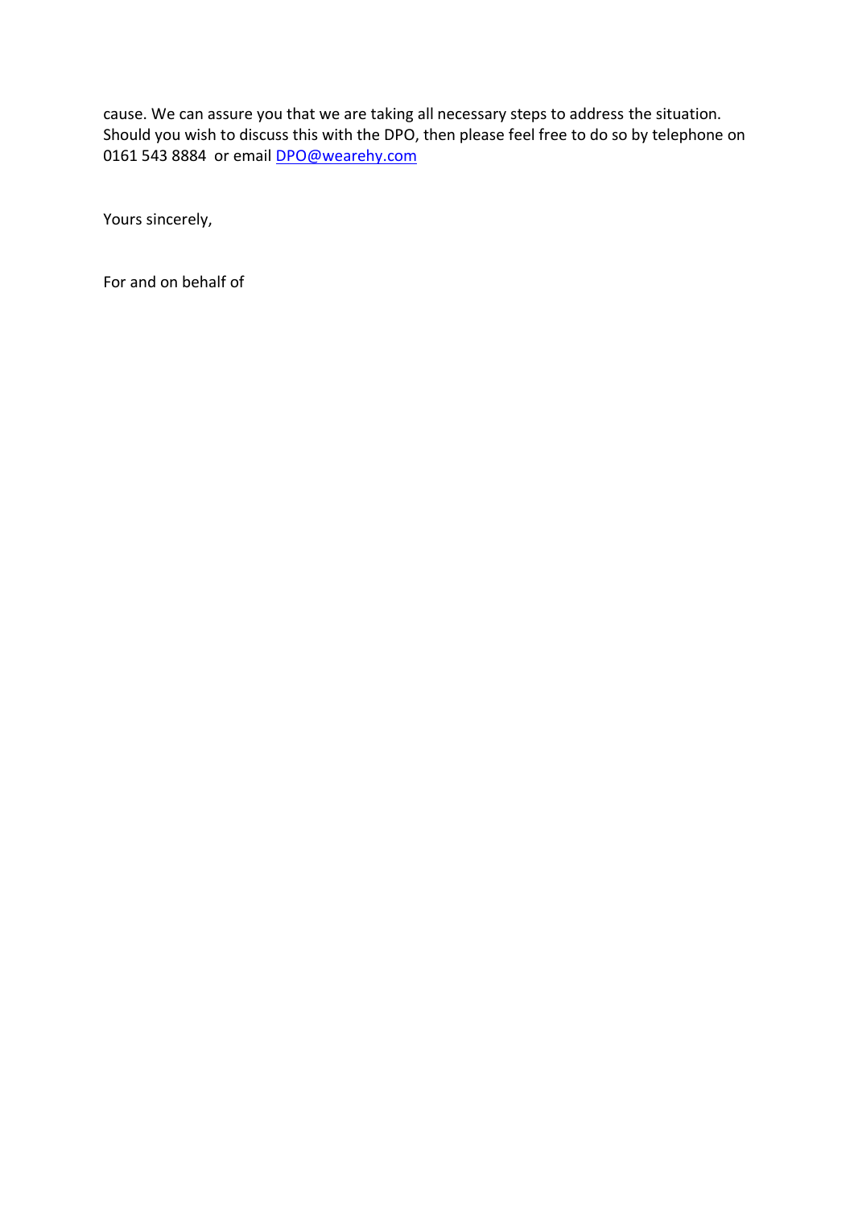cause. We can assure you that we are taking all necessary steps to address the situation. Should you wish to discuss this with the DPO, then please feel free to do so by telephone on 0161 543 8884 or email DPO@wearehy.com

Yours sincerely,

For and on behalf of